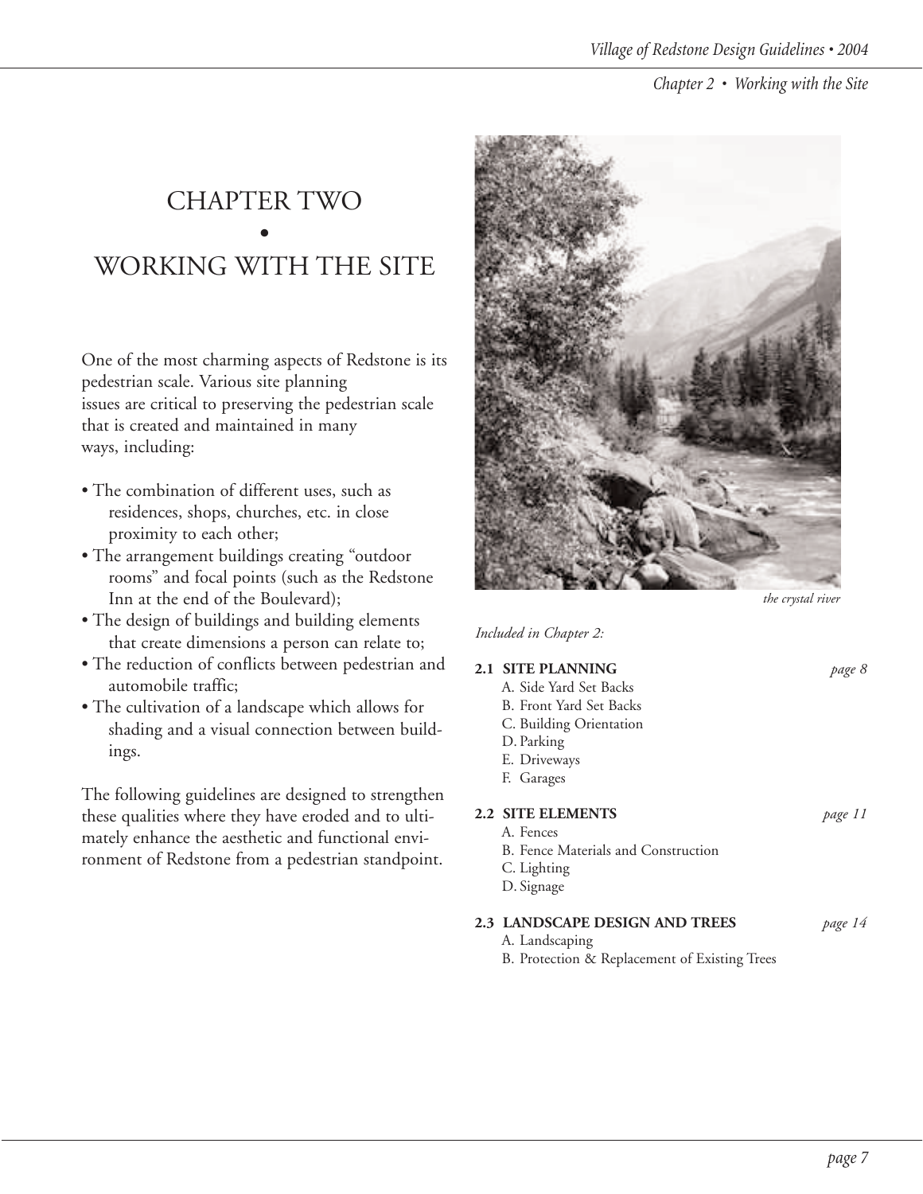# CHAPTER TWO • WORKING WITH THE SITE

One of the most charming aspects of Redstone is its pedestrian scale. Various site planning issues are critical to preserving the pedestrian scale that is created and maintained in many ways, including:

- The combination of different uses, such as residences, shops, churches, etc. in close proximity to each other;
- The arrangement buildings creating "outdoor rooms" and focal points (such as the Redstone Inn at the end of the Boulevard);
- The design of buildings and building elements that create dimensions a person can relate to;
- The reduction of conflicts between pedestrian and automobile traffic;
- The cultivation of a landscape which allows for shading and a visual connection between buildings.

The following guidelines are designed to strengthen these qualities where they have eroded and to ultimately enhance the aesthetic and functional environment of Redstone from a pedestrian standpoint.

*the crystal river*

*Included in Chapter 2:*

**2.1 SITE PLANNING** *page 8*
- A. Side Yard Set Backs
- B. Front Yard Set Backs
- C. Building Orientation
- D. Parking
- E. Driveways
- F. Garages

**2.2 SITE ELEMENTS** *page 11*
- A. Fences
- B. Fence Materials and Construction
- C. Lighting
- D. Signage

**2.3 LANDSCAPE DESIGN AND TREES** *page 14*
- A. Landscaping
- B. Protection & Replacement of Existing Trees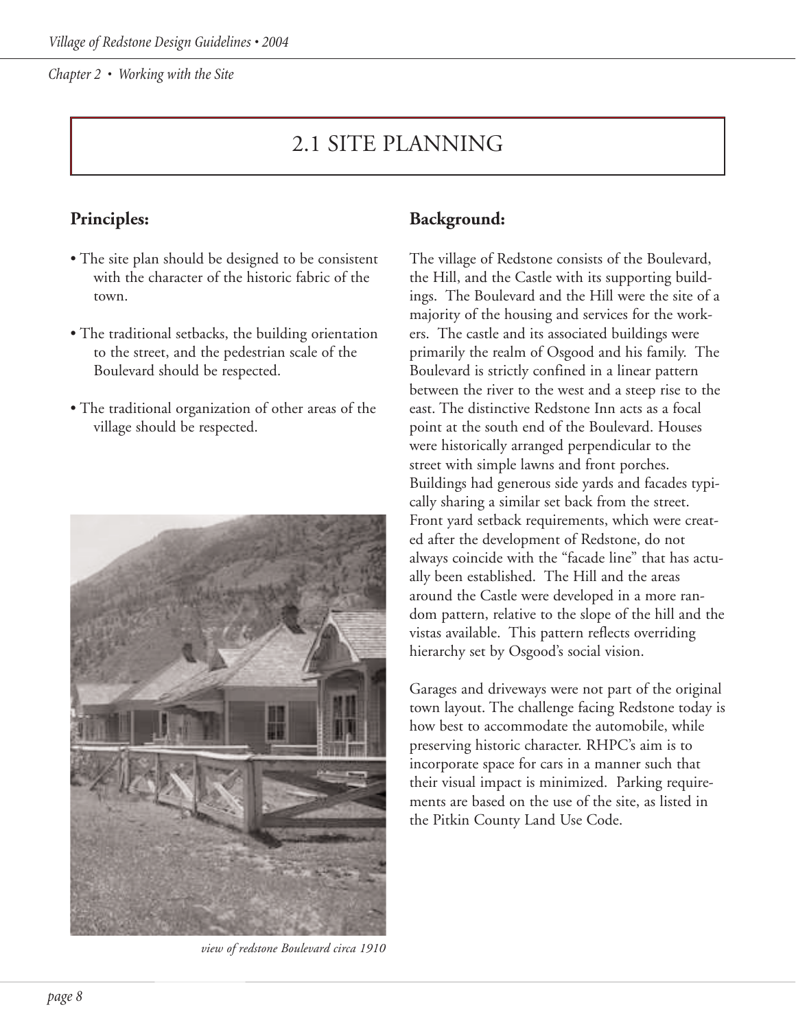# 2.1 SITE PLANNING

## Principles:

- The site plan should be designed to be consistent with the character of the historic fabric of the town.
- The traditional setbacks, the building orientation to the street, and the pedestrian scale of the Boulevard should be respected.
- The traditional organization of other areas of the village should be respected.

*view of redstone Boulevard circa 1910*

## Background:

The village of Redstone consists of the Boulevard, the Hill, and the Castle with its supporting buildings. The Boulevard and the Hill were the site of a majority of the housing and services for the workers. The castle and its associated buildings were primarily the realm of Osgood and his family. The Boulevard is strictly confined in a linear pattern between the river to the west and a steep rise to the east. The distinctive Redstone Inn acts as a focal point at the south end of the Boulevard. Houses were historically arranged perpendicular to the street with simple lawns and front porches. Buildings had generous side yards and facades typically sharing a similar set back from the street. Front yard setback requirements, which were created after the development of Redstone, do not always coincide with the "facade line" that has actually been established. The Hill and the areas around the Castle were developed in a more random pattern, relative to the slope of the hill and the vistas available. This pattern reflects overriding hierarchy set by Osgood's social vision.

Garages and driveways were not part of the original town layout. The challenge facing Redstone today is how best to accommodate the automobile, while preserving historic character. RHPC's aim is to incorporate space for cars in a manner such that their visual impact is minimized. Parking requirements are based on the use of the site, as listed in the Pitkin County Land Use Code.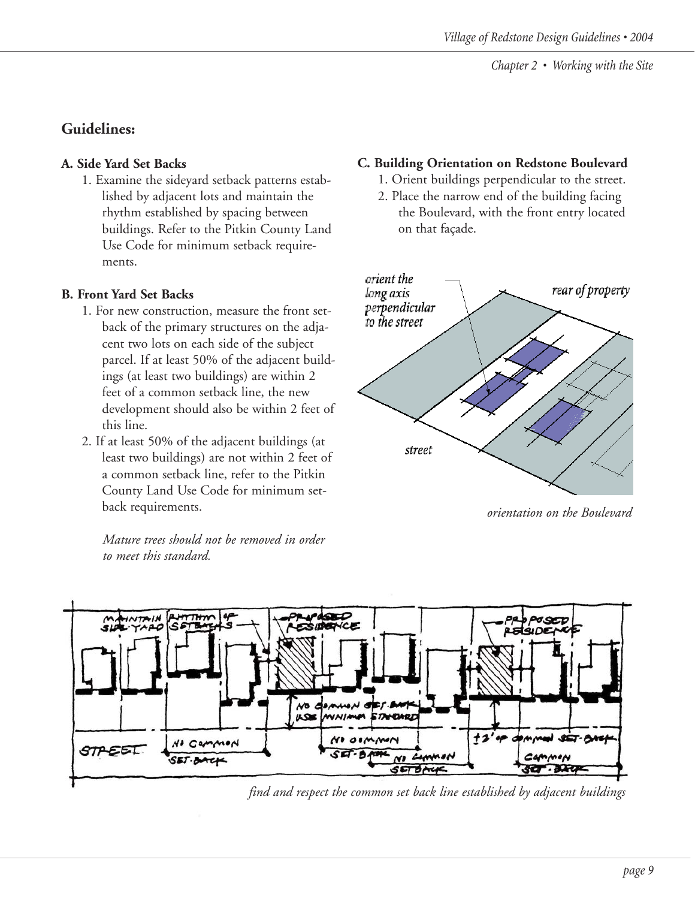## Guidelines:

### A. Side Yard Set Backs

1. Examine the sideyard setback patterns established by adjacent lots and maintain the rhythm established by spacing between buildings. Refer to the Pitkin County Land Use Code for minimum setback requirements.

### B. Front Yard Set Backs

1. For new construction, measure the front setback of the primary structures on the adjacent two lots on each side of the subject parcel. If at least 50% of the adjacent buildings (at least two buildings) are within 2 feet of a common setback line, the new development should also be within 2 feet of this line.
2. If at least 50% of the adjacent buildings (at least two buildings) are not within 2 feet of a common setback line, refer to the Pitkin County Land Use Code for minimum setback requirements.

*Mature trees should not be removed in order to meet this standard.*

### C. Building Orientation on Redstone Boulevard

1. Orient buildings perpendicular to the street.
2. Place the narrow end of the building facing the Boulevard, with the front entry located on that façade.

*orientation on the Boulevard*

*find and respect the common set back line established by adjacent buildings*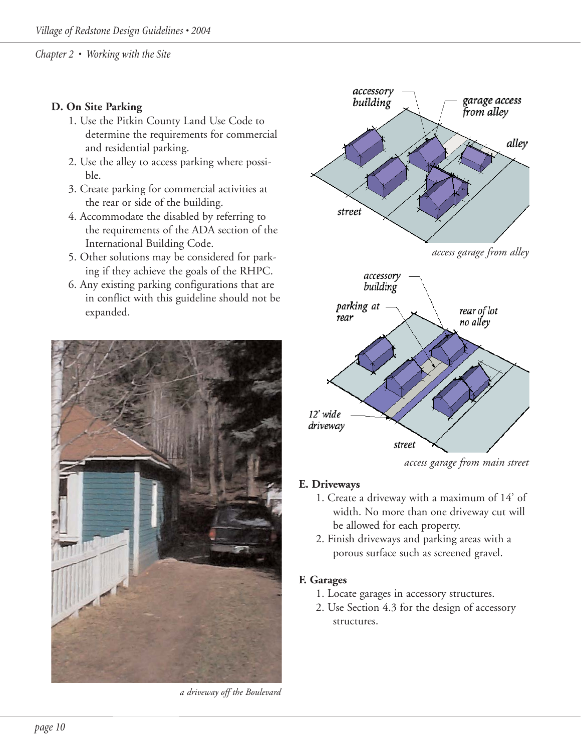### D. On Site Parking

1. Use the Pitkin County Land Use Code to determine the requirements for commercial and residential parking.
2. Use the alley to access parking where possible.
3. Create parking for commercial activities at the rear or side of the building.
4. Accommodate the disabled by referring to the requirements of the ADA section of the International Building Code.
5. Other solutions may be considered for parking if they achieve the goals of the RHPC.
6. Any existing parking configurations that are in conflict with this guideline should not be expanded.

*a driveway off the Boulevard*

*access garage from alley*

*access garage from main street*

### E. Driveways

1. Create a driveway with a maximum of 14' of width. No more than one driveway cut will be allowed for each property.
2. Finish driveways and parking areas with a porous surface such as screened gravel.

### F. Garages

1. Locate garages in accessory structures.
2. Use Section 4.3 for the design of accessory structures.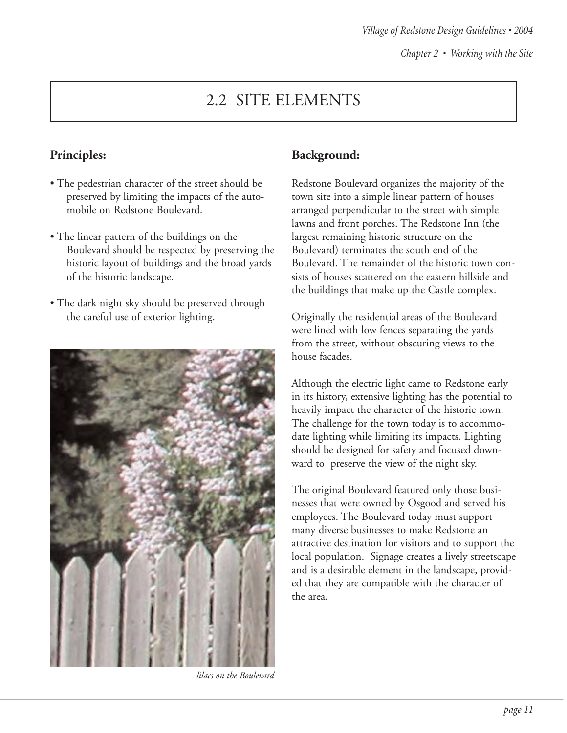# 2.2 SITE ELEMENTS

## Principles:

- The pedestrian character of the street should be preserved by limiting the impacts of the automobile on Redstone Boulevard.
- The linear pattern of the buildings on the Boulevard should be respected by preserving the historic layout of buildings and the broad yards of the historic landscape.
- The dark night sky should be preserved through the careful use of exterior lighting.

*lilacs on the Boulevard*

## Background:

Redstone Boulevard organizes the majority of the town site into a simple linear pattern of houses arranged perpendicular to the street with simple lawns and front porches. The Redstone Inn (the largest remaining historic structure on the Boulevard) terminates the south end of the Boulevard. The remainder of the historic town consists of houses scattered on the eastern hillside and the buildings that make up the Castle complex.

Originally the residential areas of the Boulevard were lined with low fences separating the yards from the street, without obscuring views to the house facades.

Although the electric light came to Redstone early in its history, extensive lighting has the potential to heavily impact the character of the historic town. The challenge for the town today is to accommodate lighting while limiting its impacts. Lighting should be designed for safety and focused downward to preserve the view of the night sky.

The original Boulevard featured only those businesses that were owned by Osgood and served his employees. The Boulevard today must support many diverse businesses to make Redstone an attractive destination for visitors and to support the local population. Signage creates a lively streetscape and is a desirable element in the landscape, provided that they are compatible with the character of the area.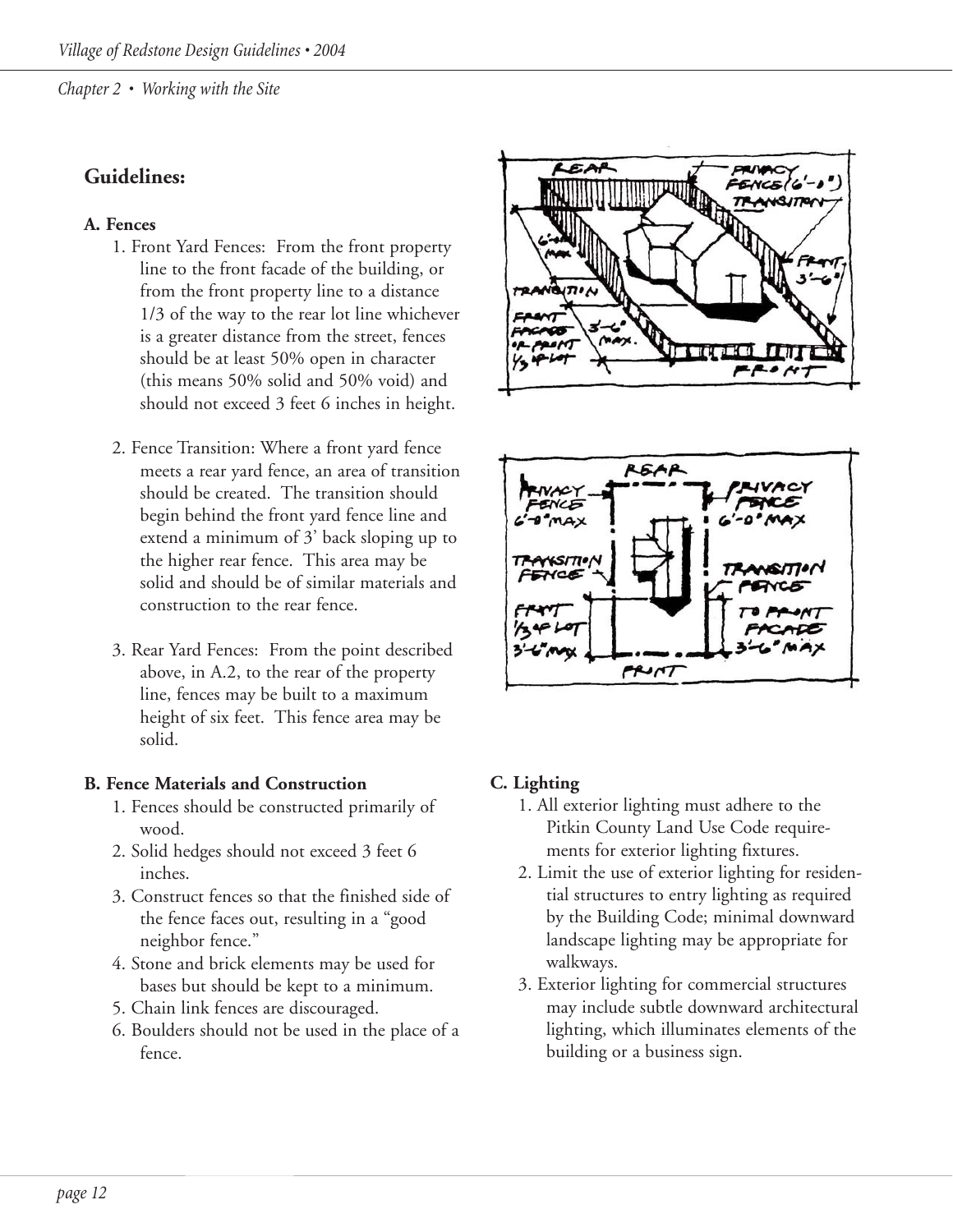## Guidelines:

### A. Fences

1. Front Yard Fences: From the front property line to the front facade of the building, or from the front property line to a distance 1/3 of the way to the rear lot line whichever is a greater distance from the street, fences should be at least 50% open in character (this means 50% solid and 50% void) and should not exceed 3 feet 6 inches in height.

2. Fence Transition: Where a front yard fence meets a rear yard fence, an area of transition should be created. The transition should begin behind the front yard fence line and extend a minimum of 3' back sloping up to the higher rear fence. This area may be solid and should be of similar materials and construction to the rear fence.

3. Rear Yard Fences: From the point described above, in A.2, to the rear of the property line, fences may be built to a maximum height of six feet. This fence area may be solid.

### B. Fence Materials and Construction

1. Fences should be constructed primarily of wood.
2. Solid hedges should not exceed 3 feet 6 inches.
3. Construct fences so that the finished side of the fence faces out, resulting in a "good neighbor fence."
4. Stone and brick elements may be used for bases but should be kept to a minimum.
5. Chain link fences are discouraged.
6. Boulders should not be used in the place of a fence.

### C. Lighting

1. All exterior lighting must adhere to the Pitkin County Land Use Code requirements for exterior lighting fixtures.
2. Limit the use of exterior lighting for residential structures to entry lighting as required by the Building Code; minimal downward landscape lighting may be appropriate for walkways.
3. Exterior lighting for commercial structures may include subtle downward architectural lighting, which illuminates elements of the building or a business sign.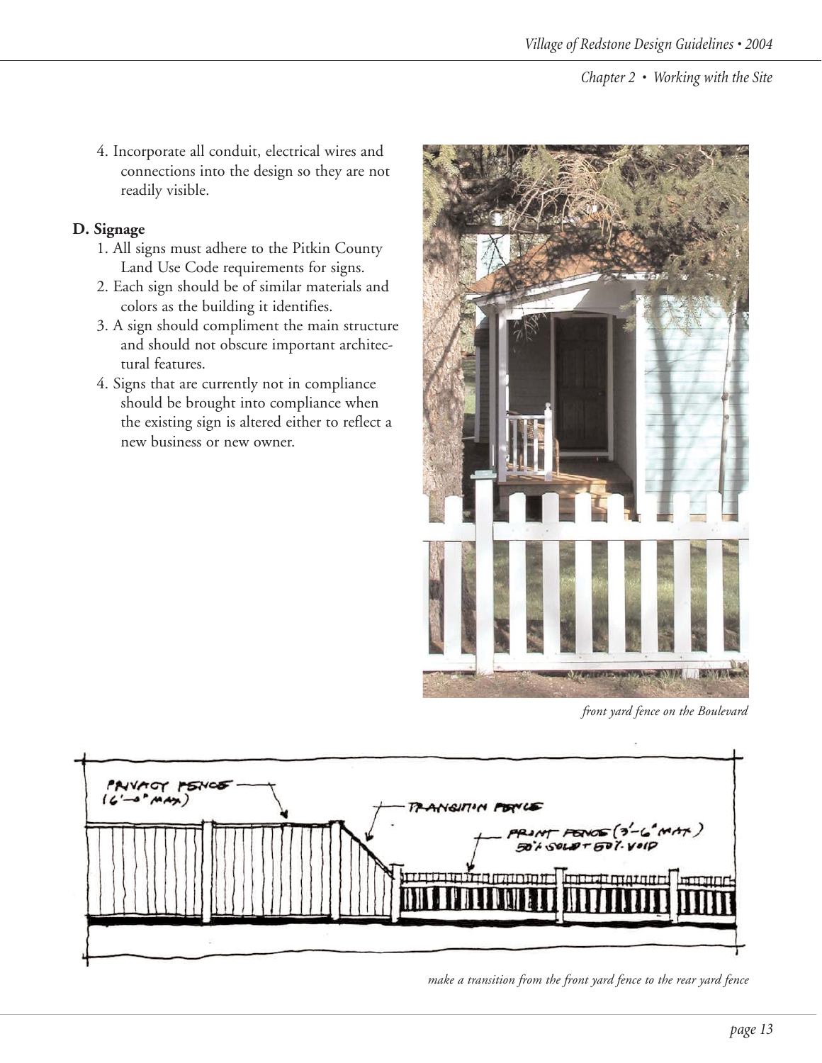4. Incorporate all conduit, electrical wires and connections into the design so they are not readily visible.

**D. Signage**

1. All signs must adhere to the Pitkin County Land Use Code requirements for signs.
2. Each sign should be of similar materials and colors as the building it identifies.
3. A sign should compliment the main structure and should not obscure important architectural features.
4. Signs that are currently not in compliance should be brought into compliance when the existing sign is altered either to reflect a new business or new owner.

*front yard fence on the Boulevard*

*make a transition from the front yard fence to the rear yard fence*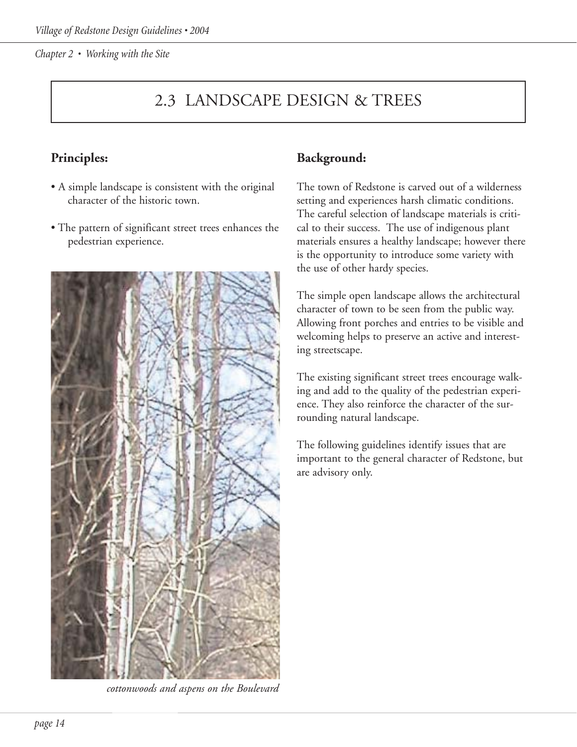## 2.3 LANDSCAPE DESIGN & TREES

### Principles:

- A simple landscape is consistent with the original character of the historic town.
- The pattern of significant street trees enhances the pedestrian experience.

*cottonwoods and aspens on the Boulevard*

### Background:

The town of Redstone is carved out of a wilderness setting and experiences harsh climatic conditions. The careful selection of landscape materials is critical to their success. The use of indigenous plant materials ensures a healthy landscape; however there is the opportunity to introduce some variety with the use of other hardy species.

The simple open landscape allows the architectural character of town to be seen from the public way. Allowing front porches and entries to be visible and welcoming helps to preserve an active and interesting streetscape.

The existing significant street trees encourage walking and add to the quality of the pedestrian experience. They also reinforce the character of the surrounding natural landscape.

The following guidelines identify issues that are important to the general character of Redstone, but are advisory only.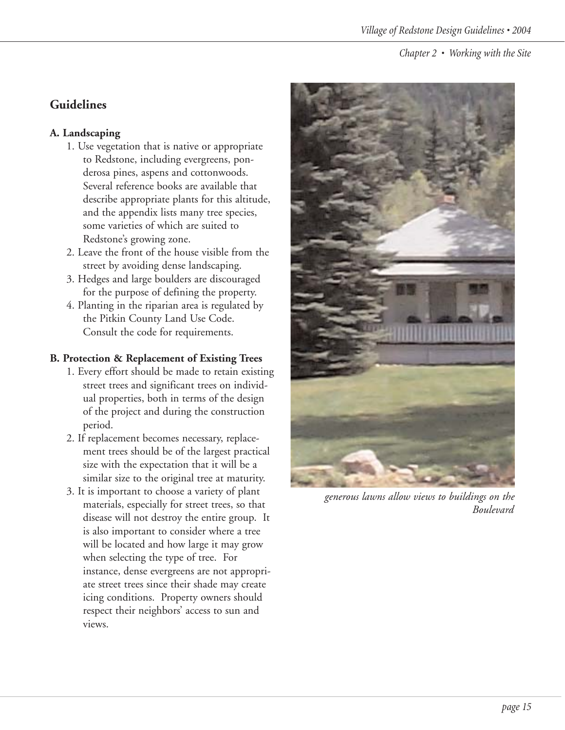## Guidelines

### A. Landscaping

1. Use vegetation that is native or appropriate to Redstone, including evergreens, ponderosa pines, aspens and cottonwoods. Several reference books are available that describe appropriate plants for this altitude, and the appendix lists many tree species, some varieties of which are suited to Redstone's growing zone.
2. Leave the front of the house visible from the street by avoiding dense landscaping.
3. Hedges and large boulders are discouraged for the purpose of defining the property.
4. Planting in the riparian area is regulated by the Pitkin County Land Use Code. Consult the code for requirements.

### B. Protection & Replacement of Existing Trees

1. Every effort should be made to retain existing street trees and significant trees on individual properties, both in terms of the design of the project and during the construction period.
2. If replacement becomes necessary, replacement trees should be of the largest practical size with the expectation that it will be a similar size to the original tree at maturity.
3. It is important to choose a variety of plant materials, especially for street trees, so that disease will not destroy the entire group. It is also important to consider where a tree will be located and how large it may grow when selecting the type of tree. For instance, dense evergreens are not appropriate street trees since their shade may create icing conditions. Property owners should respect their neighbors' access to sun and views.

*generous lawns allow views to buildings on the Boulevard*